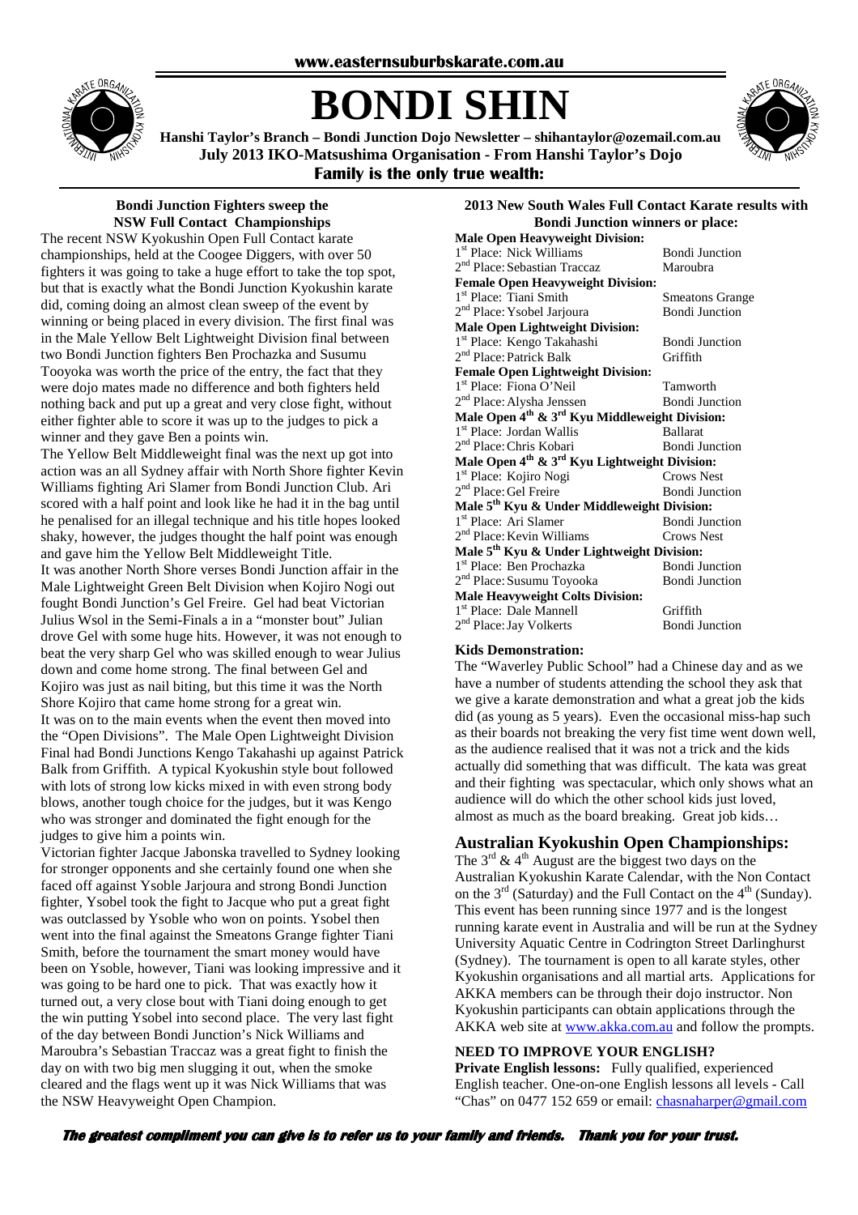**www.easternsuburbskarate.com.au**

# BONDI SHIN

**Hanshi Taylor's Branch – Bondi Junction Dojo Newsletter – shihantaylor@ozemail.com.au**
**July 2013 IKO-Matsushima Organisation - From Hanshi Taylor's Dojo**
**Family is the only true wealth:**

### Bondi Junction Fighters sweep the NSW Full Contact Championships

The recent NSW Kyokushin Open Full Contact karate championships, held at the Coogee Diggers, with over 50 fighters it was going to take a huge effort to take the top spot, but that is exactly what the Bondi Junction Kyokushin karate did, coming doing an almost clean sweep of the event by winning or being placed in every division. The first final was in the Male Yellow Belt Lightweight Division final between two Bondi Junction fighters Ben Prochazka and Susumu Tooyoka was worth the price of the entry, the fact that they were dojo mates made no difference and both fighters held nothing back and put up a great and very close fight, without either fighter able to score it was up to the judges to pick a winner and they gave Ben a points win.

The Yellow Belt Middleweight final was the next up got into action was an all Sydney affair with North Shore fighter Kevin Williams fighting Ari Slamer from Bondi Junction Club. Ari scored with a half point and look like he had it in the bag until he penalised for an illegal technique and his title hopes looked shaky, however, the judges thought the half point was enough and gave him the Yellow Belt Middleweight Title.

It was another North Shore verses Bondi Junction affair in the Male Lightweight Green Belt Division when Kojiro Nogi out fought Bondi Junction's Gel Freire. Gel had beat Victorian Julius Wsol in the Semi-Finals a in a "monster bout" Julian drove Gel with some huge hits. However, it was not enough to beat the very sharp Gel who was skilled enough to wear Julius down and come home strong. The final between Gel and Kojiro was just as nail biting, but this time it was the North Shore Kojiro that came home strong for a great win.

It was on to the main events when the event then moved into the "Open Divisions". The Male Open Lightweight Division Final had Bondi Junctions Kengo Takahashi up against Patrick Balk from Griffith. A typical Kyokushin style bout followed with lots of strong low kicks mixed in with even strong body blows, another tough choice for the judges, but it was Kengo who was stronger and dominated the fight enough for the judges to give him a points win.

Victorian fighter Jacque Jabonska travelled to Sydney looking for stronger opponents and she certainly found one when she faced off against Ysoble Jarjoura and strong Bondi Junction fighter, Ysobel took the fight to Jacque who put a great fight was outclassed by Ysoble who won on points. Ysobel then went into the final against the Smeatons Grange fighter Tiani Smith, before the tournament the smart money would have been on Ysoble, however, Tiani was looking impressive and it was going to be hard one to pick. That was exactly how it turned out, a very close bout with Tiani doing enough to get the win putting Ysobel into second place. The very last fight of the day between Bondi Junction's Nick Williams and Maroubra's Sebastian Traccaz was a great fight to finish the day on with two big men slugging it out, when the smoke cleared and the flags went up it was Nick Williams that was the NSW Heavyweight Open Champion.

### 2013 New South Wales Full Contact Karate results with Bondi Junction winners or place:

| | |
|---|---|
| **Male Open Heavyweight Division:** | |
| 1st Place: Nick Williams | Bondi Junction |
| 2nd Place: Sebastian Traccaz | Maroubra |
| **Female Open Heavyweight Division:** | |
| 1st Place: Tiani Smith | Smeatons Grange |
| 2nd Place: Ysobel Jarjoura | Bondi Junction |
| **Male Open Lightweight Division:** | |
| 1st Place: Kengo Takahashi | Bondi Junction |
| 2nd Place: Patrick Balk | Griffith |
| **Female Open Lightweight Division:** | |
| 1st Place: Fiona O'Neil | Tamworth |
| 2nd Place: Alysha Jenssen | Bondi Junction |
| **Male Open 4th & 3rd Kyu Middleweight Division:** | |
| 1st Place: Jordan Wallis | Ballarat |
| 2nd Place: Chris Kobari | Bondi Junction |
| **Male Open 4th & 3rd Kyu Lightweight Division:** | |
| 1st Place: Kojiro Nogi | Crows Nest |
| 2nd Place: Gel Freire | Bondi Junction |
| **Male 5th Kyu & Under Middleweight Division:** | |
| 1st Place: Ari Slamer | Bondi Junction |
| 2nd Place: Kevin Williams | Crows Nest |
| **Male 5th Kyu & Under Lightweight Division:** | |
| 1st Place: Ben Prochazka | Bondi Junction |
| 2nd Place: Susumu Toyooka | Bondi Junction |
| **Male Heavyweight Colts Division:** | |
| 1st Place: Dale Mannell | Griffith |
| 2nd Place: Jay Volkerts | Bondi Junction |

### Kids Demonstration:

The "Waverley Public School" had a Chinese day and as we have a number of students attending the school they ask that we give a karate demonstration and what a great job the kids did (as young as 5 years). Even the occasional miss-hap such as their boards not breaking the very fist time went down well, as the audience realised that it was not a trick and the kids actually did something that was difficult. The kata was great and their fighting was spectacular, which only shows what an audience will do which the other school kids just loved, almost as much as the board breaking. Great job kids…

## Australian Kyokushin Open Championships:

The 3rd & 4th August are the biggest two days on the Australian Kyokushin Karate Calendar, with the Non Contact on the 3rd (Saturday) and the Full Contact on the 4th (Sunday). This event has been running since 1977 and is the longest running karate event in Australia and will be run at the Sydney University Aquatic Centre in Codrington Street Darlinghurst (Sydney). The tournament is open to all karate styles, other Kyokushin organisations and all martial arts. Applications for AKKA members can be through their dojo instructor. Non Kyokushin participants can obtain applications through the AKKA web site at www.akka.com.au and follow the prompts.

### NEED TO IMPROVE YOUR ENGLISH?

**Private English lessons:** Fully qualified, experienced English teacher. One-on-one English lessons all levels - Call "Chas" on 0477 152 659 or email: chasnaharper@gmail.com

***The greatest compliment you can give is to refer us to your family and friends. Thank you for your trust.***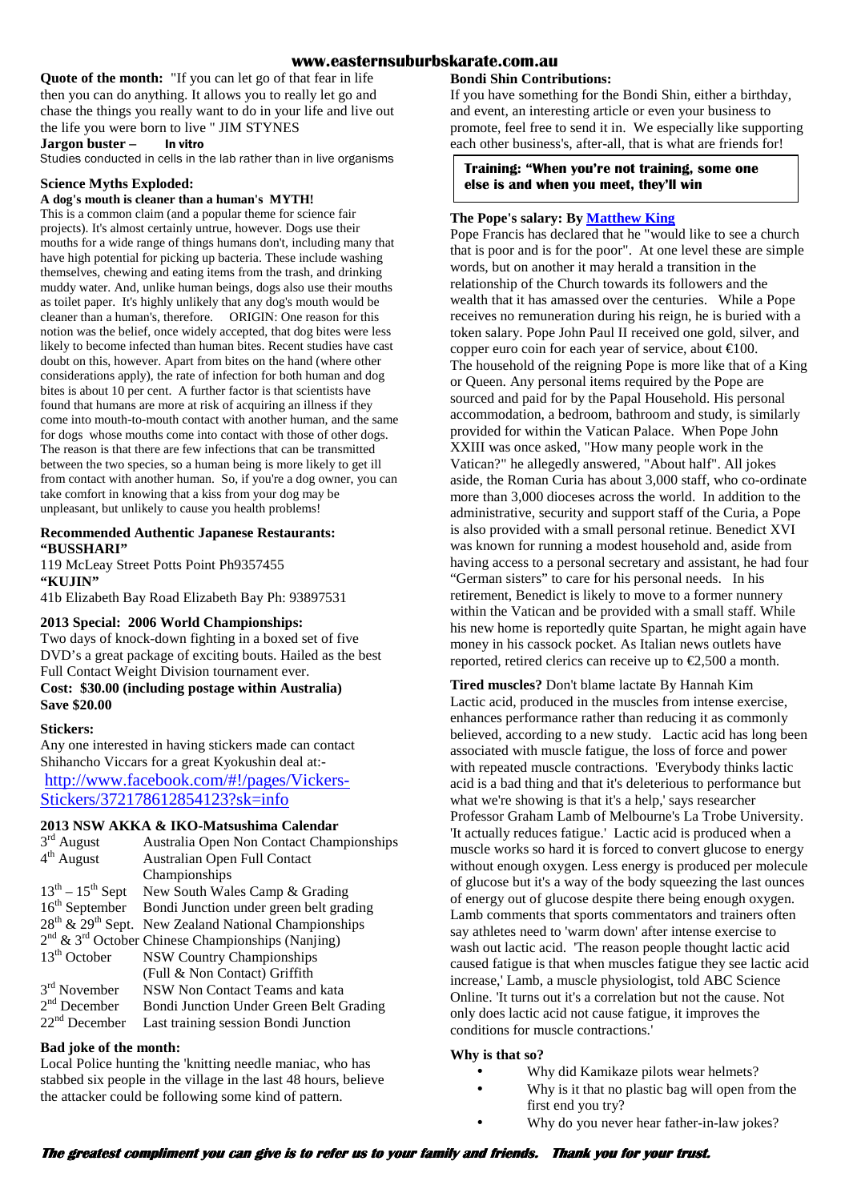**Quote of the month:** "If you can let go of that fear in life then you can do anything. It allows you to really let go and chase the things you really want to do in your life and live out the life you were born to live " JIM STYNES

**Jargon buster –** **In vitro**

Studies conducted in cells in the lab rather than in live organisms

### Science Myths Exploded:

**A dog's mouth is cleaner than a human's MYTH!**

This is a common claim (and a popular theme for science fair projects). It's almost certainly untrue, however. Dogs use their mouths for a wide range of things humans don't, including many that have high potential for picking up bacteria. These include washing themselves, chewing and eating items from the trash, and drinking muddy water. And, unlike human beings, dogs also use their mouths as toilet paper. It's highly unlikely that any dog's mouth would be cleaner than a human's, therefore. ORIGIN: One reason for this notion was the belief, once widely accepted, that dog bites were less likely to become infected than human bites. Recent studies have cast doubt on this, however. Apart from bites on the hand (where other considerations apply), the rate of infection for both human and dog bites is about 10 per cent. A further factor is that scientists have found that humans are more at risk of acquiring an illness if they come into mouth-to-mouth contact with another human, and the same for dogs whose mouths come into contact with those of other dogs. The reason is that there are few infections that can be transmitted between the two species, so a human being is more likely to get ill from contact with another human. So, if you're a dog owner, you can take comfort in knowing that a kiss from your dog may be unpleasant, but unlikely to cause you health problems!

### Recommended Authentic Japanese Restaurants:

**"BUSSHARI"**

119 McLeay Street Potts Point Ph9357455

**"KUJIN"**

41b Elizabeth Bay Road Elizabeth Bay Ph: 93897531

### 2013 Special: 2006 World Championships:

Two days of knock-down fighting in a boxed set of five DVD's a great package of exciting bouts. Hailed as the best Full Contact Weight Division tournament ever.

**Cost: $30.00 (including postage within Australia)**
**Save $20.00**

### Stickers:

Any one interested in having stickers made can contact Shihancho Viccars for a great Kyokushin deal at:-

http://www.facebook.com/#!/pages/Vickers-Stickers/372178612854123?sk=info

### 2013 NSW AKKA & IKO-Matsushima Calendar

| | |
|---|---|
| 3rd August | Australia Open Non Contact Championships |
| 4th August | Australian Open Full Contact Championships |
| 13th – 15th Sept | New South Wales Camp & Grading |
| 16th September | Bondi Junction under green belt grading |
| 28th & 29th Sept. | New Zealand National Championships |
| 2nd & 3rd October | Chinese Championships (Nanjing) |
| 13th October | NSW Country Championships (Full & Non Contact) Griffith |
| 3rd November | NSW Non Contact Teams and kata |
| 2nd December | Bondi Junction Under Green Belt Grading |
| 22nd December | Last training session Bondi Junction |

### Bad joke of the month:

Local Police hunting the 'knitting needle maniac, who has stabbed six people in the village in the last 48 hours, believe the attacker could be following some kind of pattern.

### Bondi Shin Contributions:

If you have something for the Bondi Shin, either a birthday, and event, an interesting article or even your business to promote, feel free to send it in. We especially like supporting each other business's, after-all, that is what are friends for!

**Training: "When you're not training, some one else is and when you meet, they'll win**

### The Pope's salary: By Matthew King

Pope Francis has declared that he "would like to see a church that is poor and is for the poor". At one level these are simple words, but on another it may herald a transition in the relationship of the Church towards its followers and the wealth that it has amassed over the centuries. While a Pope receives no remuneration during his reign, he is buried with a token salary. Pope John Paul II received one gold, silver, and copper euro coin for each year of service, about €100.
The household of the reigning Pope is more like that of a King or Queen. Any personal items required by the Pope are sourced and paid for by the Papal Household. His personal accommodation, a bedroom, bathroom and study, is similarly provided for within the Vatican Palace. When Pope John XXIII was once asked, "How many people work in the Vatican?" he allegedly answered, "About half". All jokes aside, the Roman Curia has about 3,000 staff, who co-ordinate more than 3,000 dioceses across the world. In addition to the administrative, security and support staff of the Curia, a Pope is also provided with a small personal retinue. Benedict XVI was known for running a modest household and, aside from having access to a personal secretary and assistant, he had four "German sisters" to care for his personal needs. In his retirement, Benedict is likely to move to a former nunnery within the Vatican and be provided with a small staff. While his new home is reportedly quite Spartan, he might again have money in his cassock pocket. As Italian news outlets have reported, retired clerics can receive up to €2,500 a month.

**Tired muscles?** Don't blame lactate By Hannah Kim

Lactic acid, produced in the muscles from intense exercise, enhances performance rather than reducing it as commonly believed, according to a new study. Lactic acid has long been associated with muscle fatigue, the loss of force and power with repeated muscle contractions. 'Everybody thinks lactic acid is a bad thing and that it's deleterious to performance but what we're showing is that it's a help,' says researcher Professor Graham Lamb of Melbourne's La Trobe University. 'It actually reduces fatigue.' Lactic acid is produced when a muscle works so hard it is forced to convert glucose to energy without enough oxygen. Less energy is produced per molecule of glucose but it's a way of the body squeezing the last ounces of energy out of glucose despite there being enough oxygen. Lamb comments that sports commentators and trainers often say athletes need to 'warm down' after intense exercise to wash out lactic acid. 'The reason people thought lactic acid caused fatigue is that when muscles fatigue they see lactic acid increase,' Lamb, a muscle physiologist, told ABC Science Online. 'It turns out it's a correlation but not the cause. Not only does lactic acid not cause fatigue, it improves the conditions for muscle contractions.'

### Why is that so?

- Why did Kamikaze pilots wear helmets?
- Why is it that no plastic bag will open from the first end you try?
- Why do you never hear father-in-law jokes?

***The greatest compliment you can give is to refer us to your family and friends. Thank you for your trust.***